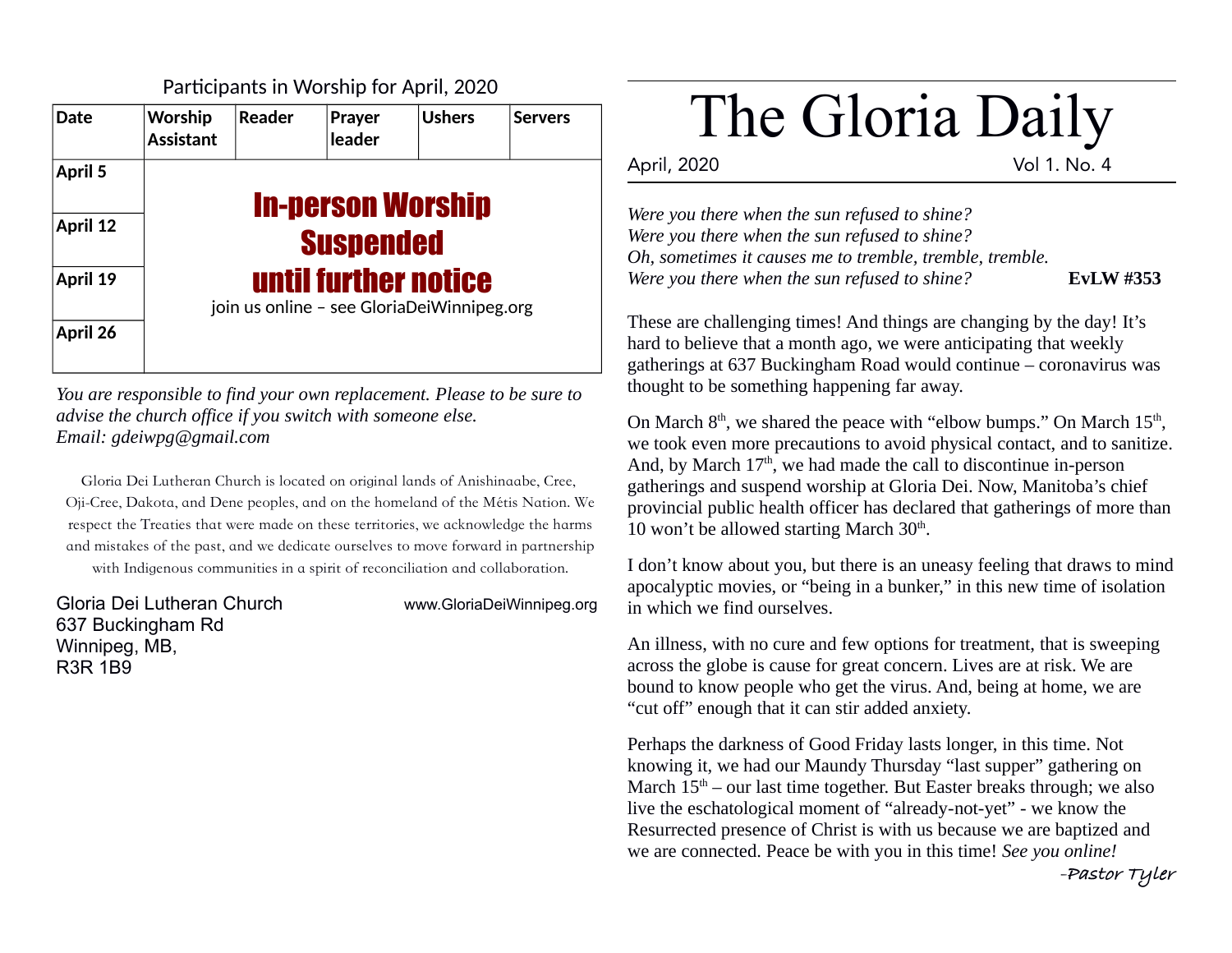Participants in Worship for April, 2020

| Date | Worship Assistant | Reader | Prayer leader | Ushers | Servers |
|---|---|---|---|---|---|
| April 5 | In-person Worship Suspended until further notice join us online – see GloriaDeiWinnipeg.org | | | | |
| April 12 | | | | | |
| April 19 | | | | | |
| April 26 | | | | | |

*You are responsible to find your own replacement. Please to be sure to advise the church office if you switch with someone else. Email: gdeiwpg@gmail.com*

Gloria Dei Lutheran Church is located on original lands of Anishinaabe, Cree, Oji-Cree, Dakota, and Dene peoples, and on the homeland of the Métis Nation. We respect the Treaties that were made on these territories, we acknowledge the harms and mistakes of the past, and we dedicate ourselves to move forward in partnership with Indigenous communities in a spirit of reconciliation and collaboration.

Gloria Dei Lutheran Church
637 Buckingham Rd
Winnipeg, MB,
R3R 1B9

www.GloriaDeiWinnipeg.org

# The Gloria Daily

April, 2020 Vol 1. No. 4

*Were you there when the sun refused to shine?*
*Were you there when the sun refused to shine?*
*Oh, sometimes it causes me to tremble, tremble, tremble.*
*Were you there when the sun refused to shine?* **EvLW #353**

These are challenging times! And things are changing by the day! It's hard to believe that a month ago, we were anticipating that weekly gatherings at 637 Buckingham Road would continue – coronavirus was thought to be something happening far away.

On March 8th, we shared the peace with "elbow bumps." On March 15th, we took even more precautions to avoid physical contact, and to sanitize. And, by March 17th, we had made the call to discontinue in-person gatherings and suspend worship at Gloria Dei. Now, Manitoba's chief provincial public health officer has declared that gatherings of more than 10 won't be allowed starting March 30th.

I don't know about you, but there is an uneasy feeling that draws to mind apocalyptic movies, or "being in a bunker," in this new time of isolation in which we find ourselves.

An illness, with no cure and few options for treatment, that is sweeping across the globe is cause for great concern. Lives are at risk. We are bound to know people who get the virus. And, being at home, we are "cut off" enough that it can stir added anxiety.

Perhaps the darkness of Good Friday lasts longer, in this time. Not knowing it, we had our Maundy Thursday "last supper" gathering on March 15th – our last time together. But Easter breaks through; we also live the eschatological moment of "already-not-yet" - we know the Resurrected presence of Christ is with us because we are baptized and we are connected. Peace be with you in this time! *See you online!*

*-Pastor Tyler*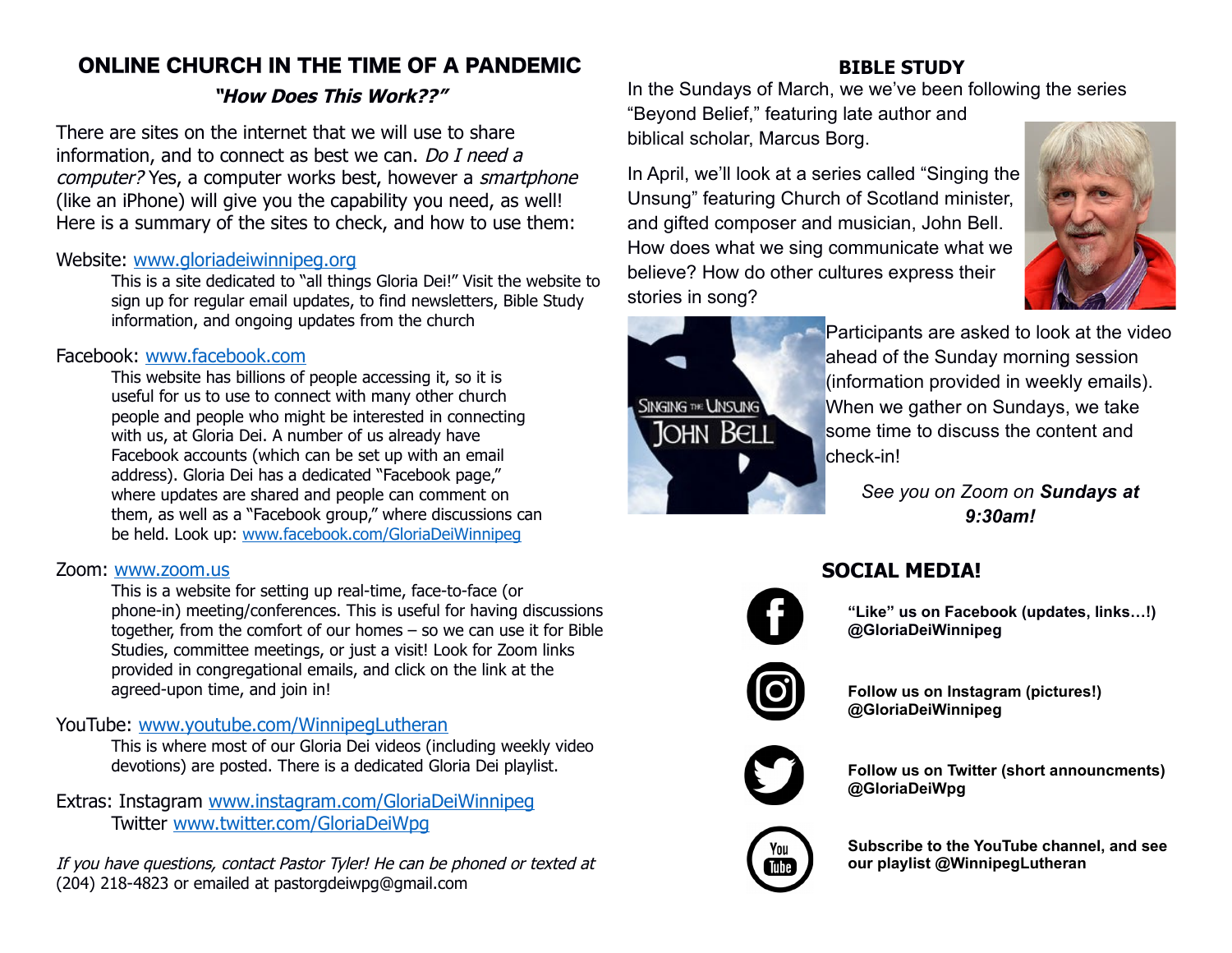## ONLINE CHURCH IN THE TIME OF A PANDEMIC

***"How Does This Work??"***

There are sites on the internet that we will use to share information, and to connect as best we can. *Do I need a computer?* Yes, a computer works best, however a *smartphone* (like an iPhone) will give you the capability you need, as well! Here is a summary of the sites to check, and how to use them:

Website: www.gloriadeiwinnipeg.org

This is a site dedicated to "all things Gloria Dei!" Visit the website to sign up for regular email updates, to find newsletters, Bible Study information, and ongoing updates from the church

Facebook: www.facebook.com

This website has billions of people accessing it, so it is useful for us to use to connect with many other church people and people who might be interested in connecting with us, at Gloria Dei. A number of us already have Facebook accounts (which can be set up with an email address). Gloria Dei has a dedicated "Facebook page," where updates are shared and people can comment on them, as well as a "Facebook group," where discussions can be held. Look up: www.facebook.com/GloriaDeiWinnipeg

Zoom: www.zoom.us

This is a website for setting up real-time, face-to-face (or phone-in) meeting/conferences. This is useful for having discussions together, from the comfort of our homes – so we can use it for Bible Studies, committee meetings, or just a visit! Look for Zoom links provided in congregational emails, and click on the link at the agreed-upon time, and join in!

YouTube: www.youtube.com/WinnipegLutheran

This is where most of our Gloria Dei videos (including weekly video devotions) are posted. There is a dedicated Gloria Dei playlist.

Extras: Instagram www.instagram.com/GloriaDeiWinnipeg
Twitter www.twitter.com/GloriaDeiWpg

*If you have questions, contact Pastor Tyler! He can be phoned or texted at* (204) 218-4823 or emailed at pastorgdeiwpg@gmail.com

## BIBLE STUDY

In the Sundays of March, we we've been following the series "Beyond Belief," featuring late author and biblical scholar, Marcus Borg.

In April, we'll look at a series called "Singing the Unsung" featuring Church of Scotland minister, and gifted composer and musician, John Bell. How does what we sing communicate what we believe? How do other cultures express their stories in song?

Participants are asked to look at the video ahead of the Sunday morning session (information provided in weekly emails). When we gather on Sundays, we take some time to discuss the content and check-in!

*See you on Zoom on **Sundays at 9:30am!***

## SOCIAL MEDIA!

**"Like" us on Facebook (updates, links…!) @GloriaDeiWinnipeg**

**Follow us on Instagram (pictures!) @GloriaDeiWinnipeg**

**Follow us on Twitter (short announcments) @GloriaDeiWpg**

**Subscribe to the YouTube channel, and see our playlist @WinnipegLutheran**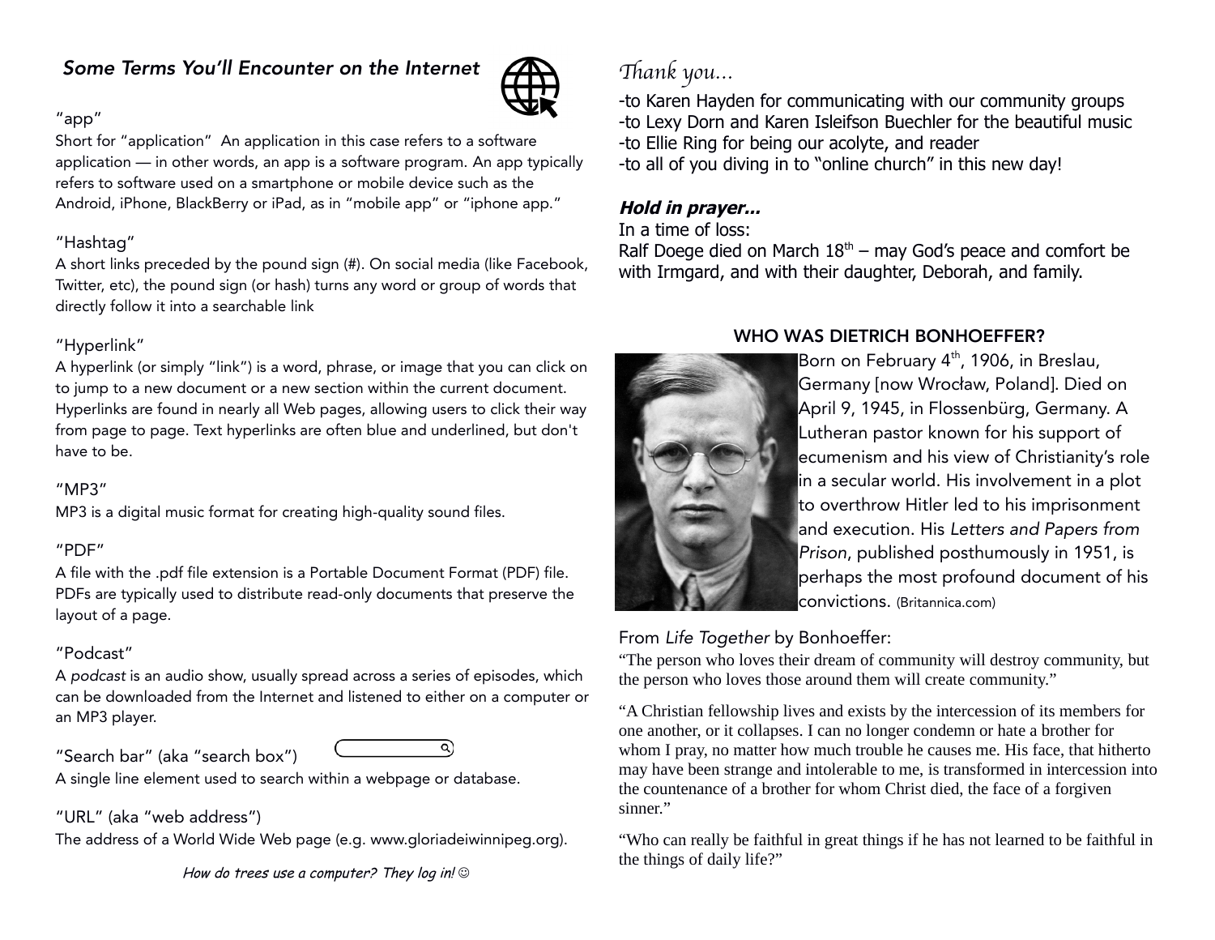## *Some Terms You'll Encounter on the Internet*

"app"

Short for "application" An application in this case refers to a software application — in other words, an app is a software program. An app typically refers to software used on a smartphone or mobile device such as the Android, iPhone, BlackBerry or iPad, as in "mobile app" or "iphone app."

"Hashtag"

A short links preceded by the pound sign (#). On social media (like Facebook, Twitter, etc), the pound sign (or hash) turns any word or group of words that directly follow it into a searchable link

"Hyperlink"

A hyperlink (or simply "link") is a word, phrase, or image that you can click on to jump to a new document or a new section within the current document. Hyperlinks are found in nearly all Web pages, allowing users to click their way from page to page. Text hyperlinks are often blue and underlined, but don't have to be.

"MP3"

MP3 is a digital music format for creating high-quality sound files.

"PDF"

A file with the .pdf file extension is a Portable Document Format (PDF) file. PDFs are typically used to distribute read-only documents that preserve the layout of a page.

"Podcast"

A *podcast* is an audio show, usually spread across a series of episodes, which can be downloaded from the Internet and listened to either on a computer or an MP3 player.

"Search bar" (aka "search box")

A single line element used to search within a webpage or database.

"URL" (aka "web address")

The address of a World Wide Web page (e.g. www.gloriadeiwinnipeg.org).

*How do trees use a computer? They log in!* ☺

## *Thank you...*

-to Karen Hayden for communicating with our community groups
-to Lexy Dorn and Karen Isleifson Buechler for the beautiful music
-to Ellie Ring for being our acolyte, and reader
-to all of you diving in to "online church" in this new day!

### ***Hold in prayer...***

In a time of loss:
Ralf Doege died on March 18th – may God's peace and comfort be with Irmgard, and with their daughter, Deborah, and family.

## WHO WAS DIETRICH BONHOEFFER?

Born on February 4th, 1906, in Breslau, Germany [now Wrocław, Poland]. Died on April 9, 1945, in Flossenbürg, Germany. A Lutheran pastor known for his support of ecumenism and his view of Christianity's role in a secular world. His involvement in a plot to overthrow Hitler led to his imprisonment and execution. His *Letters and Papers from Prison*, published posthumously in 1951, is perhaps the most profound document of his convictions. (Britannica.com)

From *Life Together* by Bonhoeffer:

"The person who loves their dream of community will destroy community, but the person who loves those around them will create community."

"A Christian fellowship lives and exists by the intercession of its members for one another, or it collapses. I can no longer condemn or hate a brother for whom I pray, no matter how much trouble he causes me. His face, that hitherto may have been strange and intolerable to me, is transformed in intercession into the countenance of a brother for whom Christ died, the face of a forgiven sinner."

"Who can really be faithful in great things if he has not learned to be faithful in the things of daily life?"